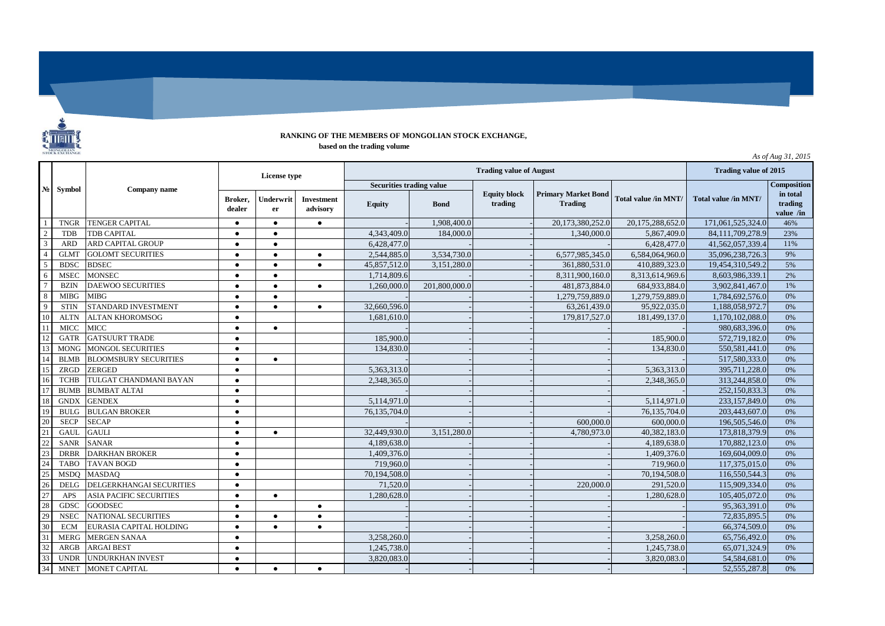**RANKING OF THE MEMBERS OF MONGOLIAN STOCK EXCHANGE,**

**based on the trading volume**

*As of Aug 31, 2015*

| № | Symbol | Company name | License type | | | Trading value of August | | | | | Trading value of 2015 | |
|---|---|---|---|---|---|---|---|---|---|---|---|---|
| | | | | | | Securities trading value | | Equity block trading | Primary Market Bond Trading | Total value /in MNT/ | Total value /in MNT/ | Composition in total trading value /in |
| | | | Broker, dealer | Underwriter | Investment advisory | Equity | Bond | | | | | |
| 1 | TNGR | TENGER CAPITAL | ● | ● | ● | - | 1,908,400.0 | - | 20,173,380,252.0 | 20,175,288,652.0 | 171,061,525,324.0 | 46% |
| 2 | TDB | TDB CAPITAL | ● | ● | | 4,343,409.0 | 184,000.0 | - | 1,340,000.0 | 5,867,409.0 | 84,111,709,278.9 | 23% |
| 3 | ARD | ARD CAPITAL GROUP | ● | ● | | 6,428,477.0 | - | - | - | 6,428,477.0 | 41,562,057,339.4 | 11% |
| 4 | GLMT | GOLOMT SECURITIES | ● | ● | ● | 2,544,885.0 | 3,534,730.0 | - | 6,577,985,345.0 | 6,584,064,960.0 | 35,096,238,726.3 | 9% |
| 5 | BDSC | BDSEC | ● | ● | ● | 45,857,512.0 | 3,151,280.0 | - | 361,880,531.0 | 410,889,323.0 | 19,454,310,549.2 | 5% |
| 6 | MSEC | MONSEC | ● | ● | | 1,714,809.6 | - | - | 8,311,900,160.0 | 8,313,614,969.6 | 8,603,986,339.1 | 2% |
| 7 | BZIN | DAEWOO SECURITIES | ● | ● | ● | 1,260,000.0 | 201,800,000.0 | - | 481,873,884.0 | 684,933,884.0 | 3,902,841,467.0 | 1% |
| 8 | MIBG | MIBG | ● | ● | | - | - | - | 1,279,759,889.0 | 1,279,759,889.0 | 1,784,692,576.0 | 0% |
| 9 | STIN | STANDARD INVESTMENT | ● | ● | ● | 32,660,596.0 | - | - | 63,261,439.0 | 95,922,035.0 | 1,188,058,972.7 | 0% |
| 10 | ALTN | ALTAN KHOROMSOG | ● | | | 1,681,610.0 | - | - | 179,817,527.0 | 181,499,137.0 | 1,170,102,088.0 | 0% |
| 11 | MICC | MICC | ● | ● | | - | - | - | - | - | 980,683,396.0 | 0% |
| 12 | GATR | GATSUURT TRADE | ● | | | 185,900.0 | - | - | - | 185,900.0 | 572,719,182.0 | 0% |
| 13 | MONG | MONGOL SECURITIES | ● | | | 134,830.0 | - | - | - | 134,830.0 | 550,581,441.0 | 0% |
| 14 | BLMB | BLOOMSBURY SECURITIES | ● | ● | | - | - | - | - | - | 517,580,333.0 | 0% |
| 15 | ZRGD | ZERGED | ● | | | 5,363,313.0 | - | - | - | 5,363,313.0 | 395,711,228.0 | 0% |
| 16 | TCHB | TULGAT CHANDMANI BAYAN | ● | | | 2,348,365.0 | - | - | - | 2,348,365.0 | 313,244,858.0 | 0% |
| 17 | BUMB | BUMBAT ALTAI | ● | | | - | - | - | - | - | 252,150,833.3 | 0% |
| 18 | GNDX | GENDEX | ● | | | 5,114,971.0 | - | - | - | 5,114,971.0 | 233,157,849.0 | 0% |
| 19 | BULG | BULGAN BROKER | ● | | | 76,135,704.0 | - | - | - | 76,135,704.0 | 203,443,607.0 | 0% |
| 20 | SECP | SECAP | ● | | | - | - | - | 600,000.0 | 600,000.0 | 196,505,546.0 | 0% |
| 21 | GAUL | GAULI | ● | ● | | 32,449,930.0 | 3,151,280.0 | - | 4,780,973.0 | 40,382,183.0 | 173,818,379.9 | 0% |
| 22 | SANR | SANAR | ● | | | 4,189,638.0 | - | - | - | 4,189,638.0 | 170,882,123.0 | 0% |
| 23 | DRBR | DARKHAN BROKER | ● | | | 1,409,376.0 | - | - | - | 1,409,376.0 | 169,604,009.0 | 0% |
| 24 | TABO | TAVAN BOGD | ● | | | 719,960.0 | - | - | - | 719,960.0 | 117,375,015.0 | 0% |
| 25 | MSDQ | MASDAQ | ● | | | 70,194,508.0 | - | - | - | 70,194,508.0 | 116,550,544.3 | 0% |
| 26 | DELG | DELGERKHANGAI SECURITIES | ● | | | 71,520.0 | - | - | 220,000.0 | 291,520.0 | 115,909,334.0 | 0% |
| 27 | APS | ASIA PACIFIC SECURITIES | ● | ● | | 1,280,628.0 | - | - | - | 1,280,628.0 | 105,405,072.0 | 0% |
| 28 | GDSC | GOODSEC | ● | | ● | - | - | - | - | - | 95,363,391.0 | 0% |
| 29 | NSEC | NATIONAL SECURITIES | ● | ● | ● | - | - | - | - | - | 72,835,895.5 | 0% |
| 30 | ECM | EURASIA CAPITAL HOLDING | ● | ● | ● | - | - | - | - | - | 66,374,509.0 | 0% |
| 31 | MERG | MERGEN SANAA | ● | | | 3,258,260.0 | - | - | - | 3,258,260.0 | 65,756,492.0 | 0% |
| 32 | ARGB | ARGAI BEST | ● | | | 1,245,738.0 | - | - | - | 1,245,738.0 | 65,071,324.9 | 0% |
| 33 | UNDR | UNDURKHAN INVEST | ● | | | 3,820,083.0 | - | - | - | 3,820,083.0 | 54,584,681.0 | 0% |
| 34 | MNET | MONET CAPITAL | ● | ● | ● | - | - | - | - | - | 52,555,287.8 | 0% |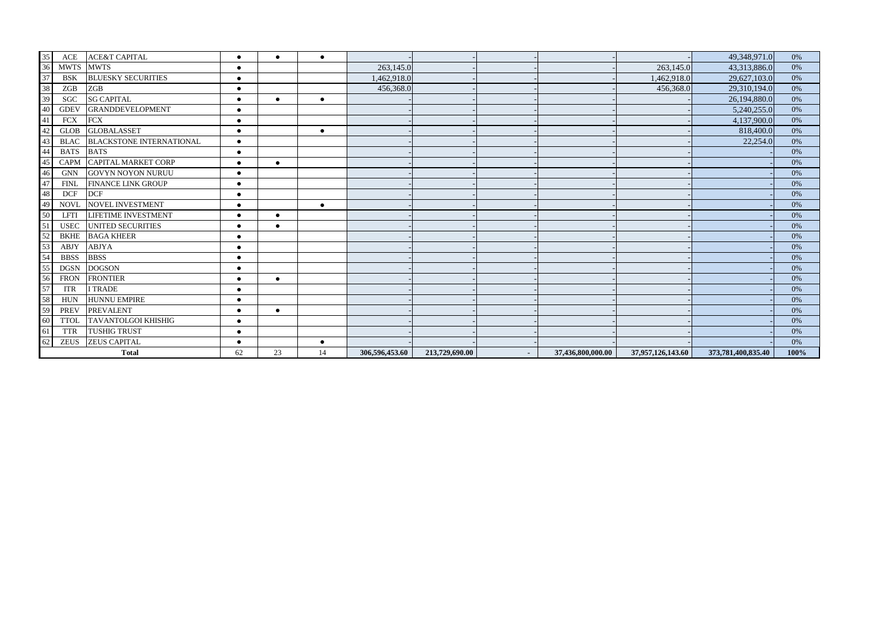| | | | | | | | | | | | | |
|---|---|---|---|---|---|---|---|---|---|---|---|---|
| 35 | ACE | ACE&T CAPITAL | ● | ● | ● | - | - | - | - | - | 49,348,971.0 | 0% |
| 36 | MWTS | MWTS | ● | | | 263,145.0 | - | - | - | 263,145.0 | 43,313,886.0 | 0% |
| 37 | BSK | BLUESKY SECURITIES | ● | | | 1,462,918.0 | - | - | - | 1,462,918.0 | 29,627,103.0 | 0% |
| 38 | ZGB | ZGB | ● | | | 456,368.0 | - | - | - | 456,368.0 | 29,310,194.0 | 0% |
| 39 | SGC | SG CAPITAL | ● | ● | ● | - | - | - | - | - | 26,194,880.0 | 0% |
| 40 | GDEV | GRANDDEVELOPMENT | ● | | | - | - | - | - | - | 5,240,255.0 | 0% |
| 41 | FCX | FCX | ● | | | - | - | - | - | - | 4,137,900.0 | 0% |
| 42 | GLOB | GLOBALASSET | ● | | ● | - | - | - | - | - | 818,400.0 | 0% |
| 43 | BLAC | BLACKSTONE INTERNATIONAL | ● | | | - | - | - | - | - | 22,254.0 | 0% |
| 44 | BATS | BATS | ● | | | - | - | - | - | - | - | 0% |
| 45 | CAPM | CAPITAL MARKET CORP | ● | ● | | - | - | - | - | - | - | 0% |
| 46 | GNN | GOVYN NOYON NURUU | ● | | | - | - | - | - | - | - | 0% |
| 47 | FINL | FINANCE LINK GROUP | ● | | | - | - | - | - | - | - | 0% |
| 48 | DCF | DCF | ● | | | - | - | - | - | - | - | 0% |
| 49 | NOVL | NOVEL INVESTMENT | ● | | ● | - | - | - | - | - | - | 0% |
| 50 | LFTI | LIFETIME INVESTMENT | ● | ● | | - | - | - | - | - | - | 0% |
| 51 | USEC | UNITED SECURITIES | ● | ● | | - | - | - | - | - | - | 0% |
| 52 | BKHE | BAGA KHEER | ● | | | - | - | - | - | - | - | 0% |
| 53 | ABJY | ABJYA | ● | | | - | - | - | - | - | - | 0% |
| 54 | BBSS | BBSS | ● | | | - | - | - | - | - | - | 0% |
| 55 | DGSN | DOGSON | ● | | | - | - | - | - | - | - | 0% |
| 56 | FRON | FRONTIER | ● | ● | | - | - | - | - | - | - | 0% |
| 57 | ITR | I TRADE | ● | | | - | - | - | - | - | - | 0% |
| 58 | HUN | HUNNU EMPIRE | ● | | | - | - | - | - | - | - | 0% |
| 59 | PREV | PREVALENT | ● | ● | | - | - | - | - | - | - | 0% |
| 60 | TTOL | TAVANTOLGOI KHISHIG | ● | | | - | - | - | - | - | - | 0% |
| 61 | TTR | TUSHIG TRUST | ● | | | - | - | - | - | - | - | 0% |
| 62 | ZEUS | ZEUS CAPITAL | ● | | ● | - | - | - | - | - | - | 0% |
| **Total** | | | 62 | 23 | 14 | **306,596,453.60** | **213,729,690.00** | **-** | **37,436,800,000.00** | **37,957,126,143.60** | **373,781,400,835.40** | **100%** |